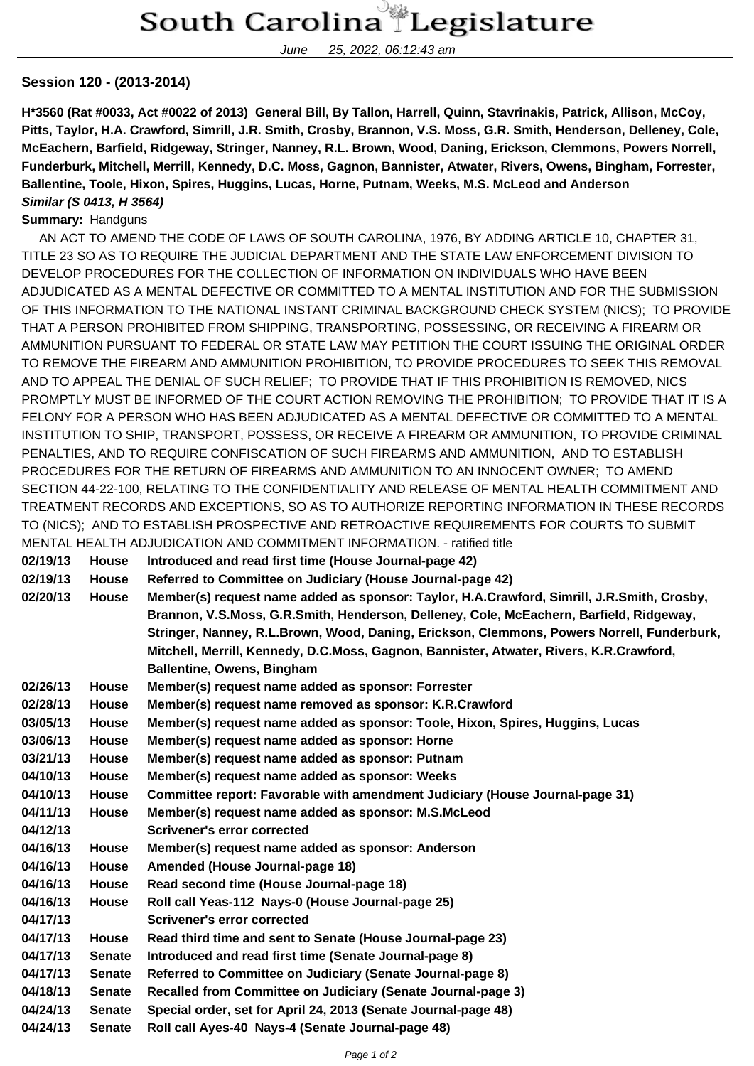# South Carolina Legislature

June 25, 2022, 06:12:43 am

**Session 120 - (2013-2014)**

**H*3560 (Rat #0033, Act #0022 of 2013) General Bill, By Tallon, Harrell, Quinn, Stavrinakis, Patrick, Allison, McCoy, Pitts, Taylor, H.A. Crawford, Simrill, J.R. Smith, Crosby, Brannon, V.S. Moss, G.R. Smith, Henderson, Delleney, Cole, McEachern, Barfield, Ridgeway, Stringer, Nanney, R.L. Brown, Wood, Daning, Erickson, Clemmons, Powers Norrell, Funderburk, Mitchell, Merrill, Kennedy, D.C. Moss, Gagnon, Bannister, Atwater, Rivers, Owens, Bingham, Forrester, Ballentine, Toole, Hixon, Spires, Huggins, Lucas, Horne, Putnam, Weeks, M.S. McLeod and Anderson**
***Similar (S 0413, H 3564)***

**Summary:** Handguns

AN ACT TO AMEND THE CODE OF LAWS OF SOUTH CAROLINA, 1976, BY ADDING ARTICLE 10, CHAPTER 31, TITLE 23 SO AS TO REQUIRE THE JUDICIAL DEPARTMENT AND THE STATE LAW ENFORCEMENT DIVISION TO DEVELOP PROCEDURES FOR THE COLLECTION OF INFORMATION ON INDIVIDUALS WHO HAVE BEEN ADJUDICATED AS A MENTAL DEFECTIVE OR COMMITTED TO A MENTAL INSTITUTION AND FOR THE SUBMISSION OF THIS INFORMATION TO THE NATIONAL INSTANT CRIMINAL BACKGROUND CHECK SYSTEM (NICS); TO PROVIDE THAT A PERSON PROHIBITED FROM SHIPPING, TRANSPORTING, POSSESSING, OR RECEIVING A FIREARM OR AMMUNITION PURSUANT TO FEDERAL OR STATE LAW MAY PETITION THE COURT ISSUING THE ORIGINAL ORDER TO REMOVE THE FIREARM AND AMMUNITION PROHIBITION, TO PROVIDE PROCEDURES TO SEEK THIS REMOVAL AND TO APPEAL THE DENIAL OF SUCH RELIEF; TO PROVIDE THAT IF THIS PROHIBITION IS REMOVED, NICS PROMPTLY MUST BE INFORMED OF THE COURT ACTION REMOVING THE PROHIBITION; TO PROVIDE THAT IT IS A FELONY FOR A PERSON WHO HAS BEEN ADJUDICATED AS A MENTAL DEFECTIVE OR COMMITTED TO A MENTAL INSTITUTION TO SHIP, TRANSPORT, POSSESS, OR RECEIVE A FIREARM OR AMMUNITION, TO PROVIDE CRIMINAL PENALTIES, AND TO REQUIRE CONFISCATION OF SUCH FIREARMS AND AMMUNITION, AND TO ESTABLISH PROCEDURES FOR THE RETURN OF FIREARMS AND AMMUNITION TO AN INNOCENT OWNER; TO AMEND SECTION 44-22-100, RELATING TO THE CONFIDENTIALITY AND RELEASE OF MENTAL HEALTH COMMITMENT AND TREATMENT RECORDS AND EXCEPTIONS, SO AS TO AUTHORIZE REPORTING INFORMATION IN THESE RECORDS TO (NICS); AND TO ESTABLISH PROSPECTIVE AND RETROACTIVE REQUIREMENTS FOR COURTS TO SUBMIT MENTAL HEALTH ADJUDICATION AND COMMITMENT INFORMATION. - ratified title

| | | |
|---|---|---|
| **02/19/13** | **House** | **Introduced and read first time (House Journal-page 42)** |
| **02/19/13** | **House** | **Referred to Committee on Judiciary (House Journal-page 42)** |
| **02/20/13** | **House** | **Member(s) request name added as sponsor: Taylor, H.A.Crawford, Simrill, J.R.Smith, Crosby, Brannon, V.S.Moss, G.R.Smith, Henderson, Delleney, Cole, McEachern, Barfield, Ridgeway, Stringer, Nanney, R.L.Brown, Wood, Daning, Erickson, Clemmons, Powers Norrell, Funderburk, Mitchell, Merrill, Kennedy, D.C.Moss, Gagnon, Bannister, Atwater, Rivers, K.R.Crawford, Ballentine, Owens, Bingham** |
| **02/26/13** | **House** | **Member(s) request name added as sponsor: Forrester** |
| **02/28/13** | **House** | **Member(s) request name removed as sponsor: K.R.Crawford** |
| **03/05/13** | **House** | **Member(s) request name added as sponsor: Toole, Hixon, Spires, Huggins, Lucas** |
| **03/06/13** | **House** | **Member(s) request name added as sponsor: Horne** |
| **03/21/13** | **House** | **Member(s) request name added as sponsor: Putnam** |
| **04/10/13** | **House** | **Member(s) request name added as sponsor: Weeks** |
| **04/10/13** | **House** | **Committee report: Favorable with amendment Judiciary (House Journal-page 31)** |
| **04/11/13** | **House** | **Member(s) request name added as sponsor: M.S.McLeod** |
| **04/12/13** | | **Scrivener's error corrected** |
| **04/16/13** | **House** | **Member(s) request name added as sponsor: Anderson** |
| **04/16/13** | **House** | **Amended (House Journal-page 18)** |
| **04/16/13** | **House** | **Read second time (House Journal-page 18)** |
| **04/16/13** | **House** | **Roll call Yeas-112 Nays-0 (House Journal-page 25)** |
| **04/17/13** | | **Scrivener's error corrected** |
| **04/17/13** | **House** | **Read third time and sent to Senate (House Journal-page 23)** |
| **04/17/13** | **Senate** | **Introduced and read first time (Senate Journal-page 8)** |
| **04/17/13** | **Senate** | **Referred to Committee on Judiciary (Senate Journal-page 8)** |
| **04/18/13** | **Senate** | **Recalled from Committee on Judiciary (Senate Journal-page 3)** |
| **04/24/13** | **Senate** | **Special order, set for April 24, 2013 (Senate Journal-page 48)** |
| **04/24/13** | **Senate** | **Roll call Ayes-40 Nays-4 (Senate Journal-page 48)** |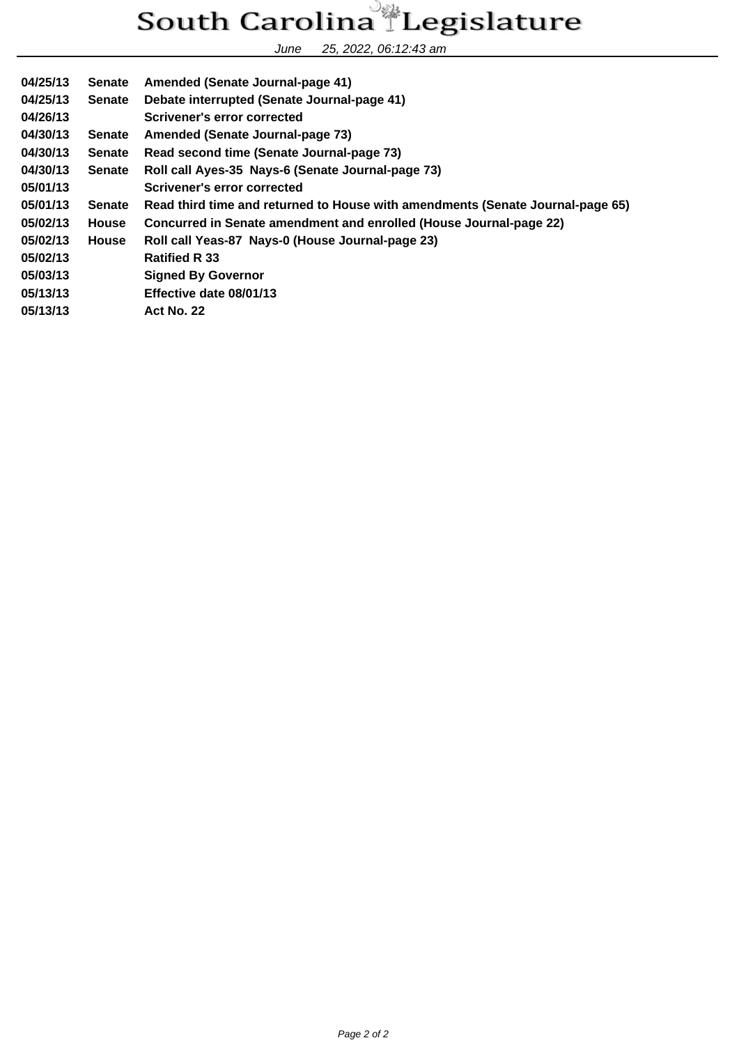| | | |
|---|---|---|
| 04/25/13 | Senate | Amended (Senate Journal-page 41) |
| 04/25/13 | Senate | Debate interrupted (Senate Journal-page 41) |
| 04/26/13 | | Scrivener's error corrected |
| 04/30/13 | Senate | Amended (Senate Journal-page 73) |
| 04/30/13 | Senate | Read second time (Senate Journal-page 73) |
| 04/30/13 | Senate | Roll call Ayes-35 Nays-6 (Senate Journal-page 73) |
| 05/01/13 | | Scrivener's error corrected |
| 05/01/13 | Senate | Read third time and returned to House with amendments (Senate Journal-page 65) |
| 05/02/13 | House | Concurred in Senate amendment and enrolled (House Journal-page 22) |
| 05/02/13 | House | Roll call Yeas-87 Nays-0 (House Journal-page 23) |
| 05/02/13 | | Ratified R 33 |
| 05/03/13 | | Signed By Governor |
| 05/13/13 | | Effective date 08/01/13 |
| 05/13/13 | | Act No. 22 |